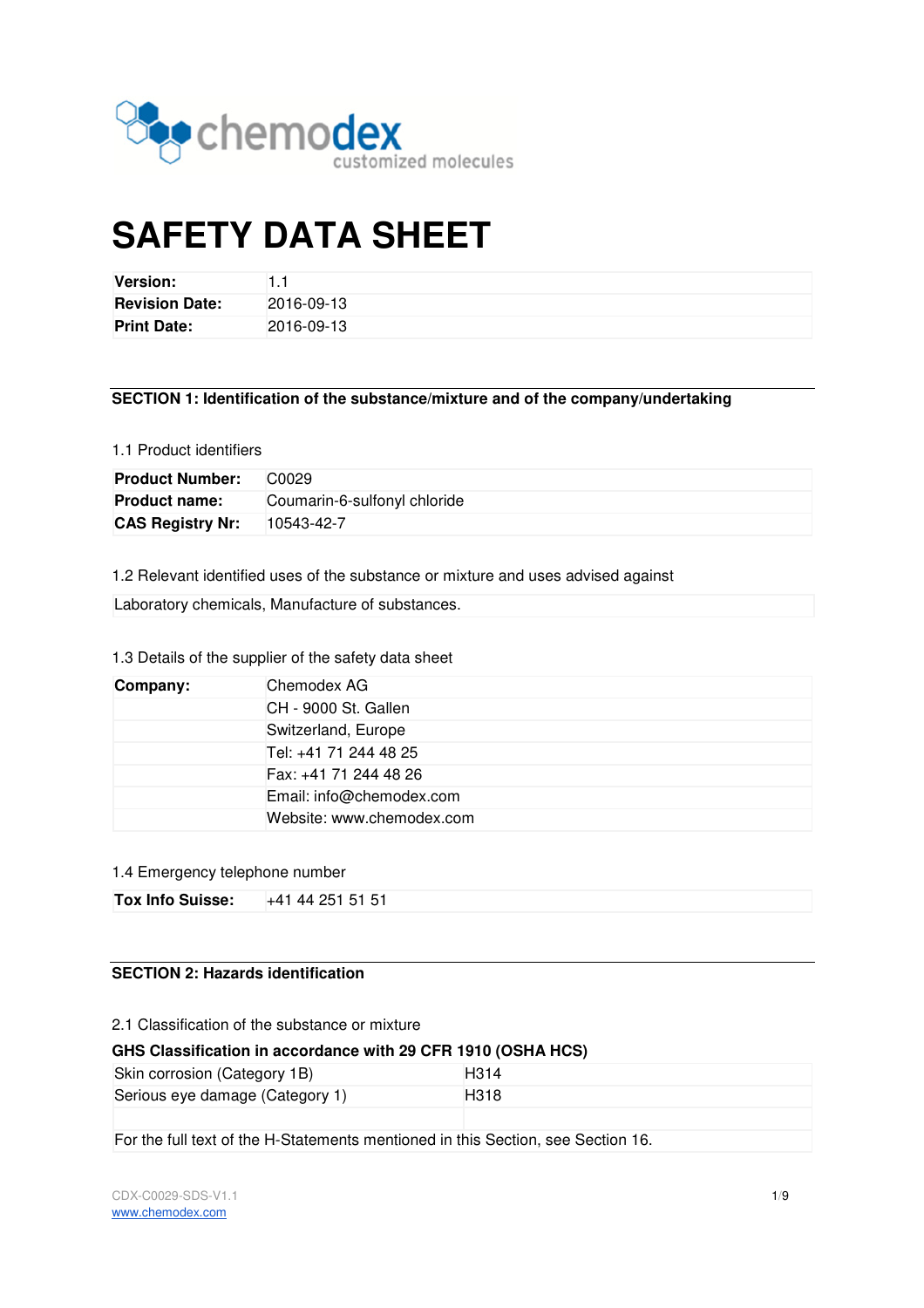chemodex
customized molecules

# SAFETY DATA SHEET

| | |
|---|---|
| **Version:** | 1.1 |
| **Revision Date:** | 2016-09-13 |
| **Print Date:** | 2016-09-13 |

## SECTION 1: Identification of the substance/mixture and of the company/undertaking

1.1 Product identifiers

| | |
|---|---|
| **Product Number:** | C0029 |
| **Product name:** | Coumarin-6-sulfonyl chloride |
| **CAS Registry Nr:** | 10543-42-7 |

1.2 Relevant identified uses of the substance or mixture and uses advised against

Laboratory chemicals, Manufacture of substances.

1.3 Details of the supplier of the safety data sheet

| | |
|---|---|
| **Company:** | Chemodex AG |
| | CH - 9000 St. Gallen |
| | Switzerland, Europe |
| | Tel: +41 71 244 48 25 |
| | Fax: +41 71 244 48 26 |
| | Email: info@chemodex.com |
| | Website: www.chemodex.com |

1.4 Emergency telephone number

| | |
|---|---|
| **Tox Info Suisse:** | +41 44 251 51 51 |

## SECTION 2: Hazards identification

2.1 Classification of the substance or mixture

**GHS Classification in accordance with 29 CFR 1910 (OSHA HCS)**

| | |
|---|---|
| Skin corrosion (Category 1B) | H314 |
| Serious eye damage (Category 1) | H318 |
| | |

For the full text of the H-Statements mentioned in this Section, see Section 16.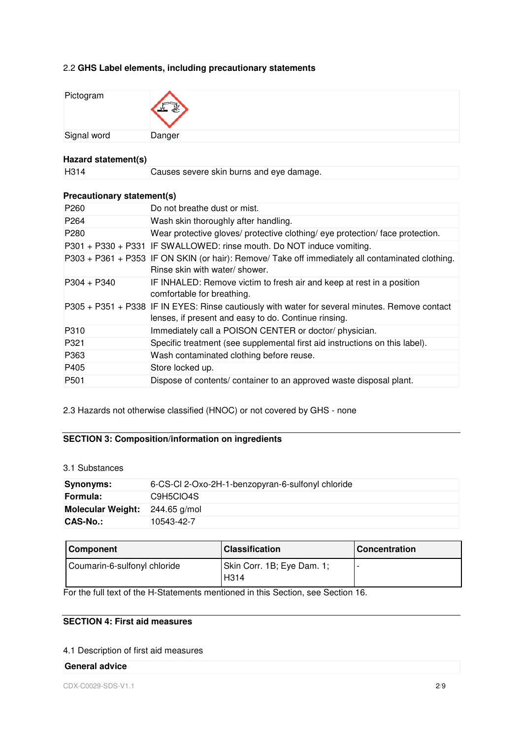2.2 **GHS Label elements, including precautionary statements**

| | |
|---|---|
| Pictogram | |
| Signal word | Danger |

**Hazard statement(s)**

| | |
|---|---|
| H314 | Causes severe skin burns and eye damage. |

**Precautionary statement(s)**

| | |
|---|---|
| P260 | Do not breathe dust or mist. |
| P264 | Wash skin thoroughly after handling. |
| P280 | Wear protective gloves/ protective clothing/ eye protection/ face protection. |
| P301 + P330 + P331 | IF SWALLOWED: rinse mouth. Do NOT induce vomiting. |
| P303 + P361 + P353 | IF ON SKIN (or hair): Remove/ Take off immediately all contaminated clothing. Rinse skin with water/ shower. |
| P304 + P340 | IF INHALED: Remove victim to fresh air and keep at rest in a position comfortable for breathing. |
| P305 + P351 + P338 | IF IN EYES: Rinse cautiously with water for several minutes. Remove contact lenses, if present and easy to do. Continue rinsing. |
| P310 | Immediately call a POISON CENTER or doctor/ physician. |
| P321 | Specific treatment (see supplemental first aid instructions on this label). |
| P363 | Wash contaminated clothing before reuse. |
| P405 | Store locked up. |
| P501 | Dispose of contents/ container to an approved waste disposal plant. |

2.3 Hazards not otherwise classified (HNOC) or not covered by GHS - none

## SECTION 3: Composition/information on ingredients

3.1 Substances

| | |
|---|---|
| **Synonyms:** | 6-CS-Cl 2-Oxo-2H-1-benzopyran-6-sulfonyl chloride |
| **Formula:** | $C_9H_5ClO_4S$ |
| **Molecular Weight:** | 244.65 g/mol |
| **CAS-No.:** | 10543-42-7 |

| Component | Classification | Concentration |
|---|---|---|
| Coumarin-6-sulfonyl chloride | Skin Corr. 1B; Eye Dam. 1; H314 | - |

For the full text of the H-Statements mentioned in this Section, see Section 16.

## SECTION 4: First aid measures

4.1 Description of first aid measures

**General advice**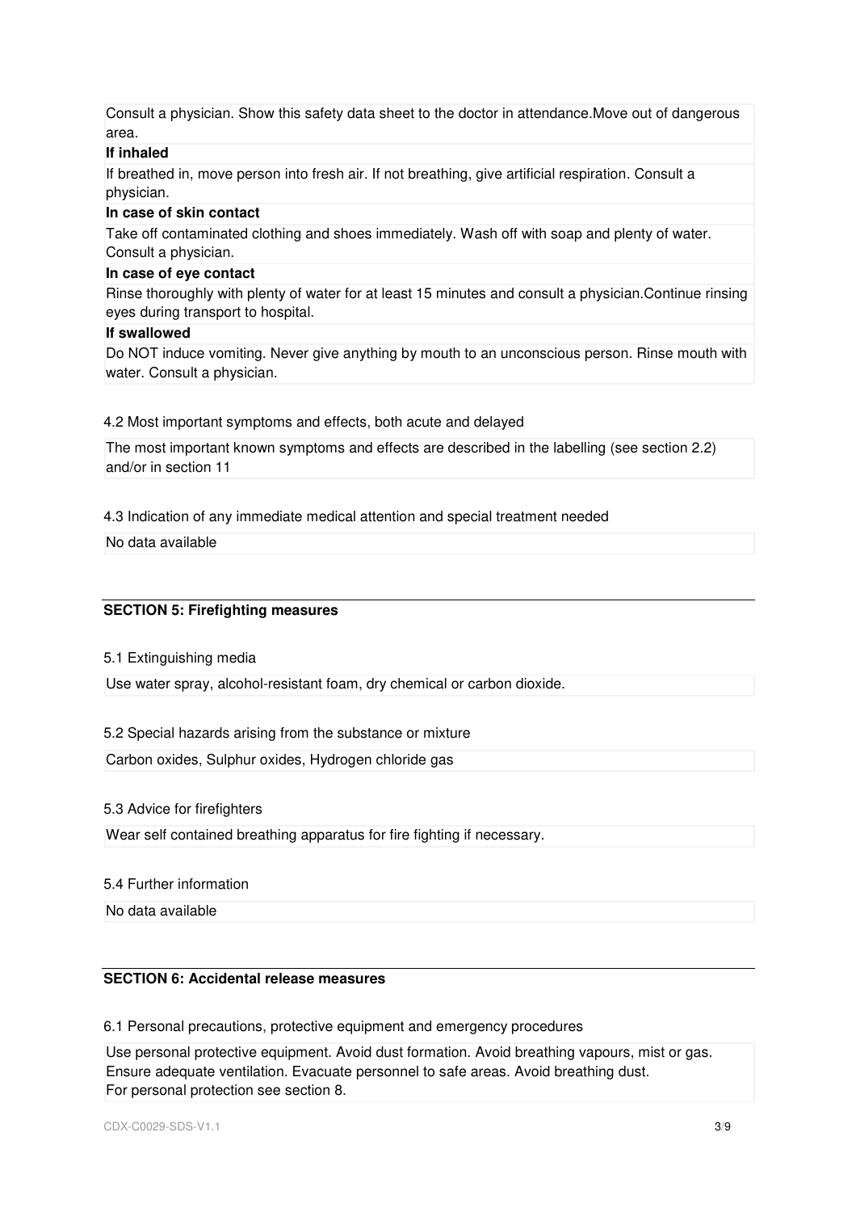Consult a physician. Show this safety data sheet to the doctor in attendance.Move out of dangerous area.

**If inhaled**

If breathed in, move person into fresh air. If not breathing, give artificial respiration. Consult a physician.

**In case of skin contact**

Take off contaminated clothing and shoes immediately. Wash off with soap and plenty of water. Consult a physician.

**In case of eye contact**

Rinse thoroughly with plenty of water for at least 15 minutes and consult a physician.Continue rinsing eyes during transport to hospital.

**If swallowed**

Do NOT induce vomiting. Never give anything by mouth to an unconscious person. Rinse mouth with water. Consult a physician.

4.2 Most important symptoms and effects, both acute and delayed

The most important known symptoms and effects are described in the labelling (see section 2.2) and/or in section 11

4.3 Indication of any immediate medical attention and special treatment needed

No data available

## SECTION 5: Firefighting measures

5.1 Extinguishing media

Use water spray, alcohol-resistant foam, dry chemical or carbon dioxide.

5.2 Special hazards arising from the substance or mixture

Carbon oxides, Sulphur oxides, Hydrogen chloride gas

5.3 Advice for firefighters

Wear self contained breathing apparatus for fire fighting if necessary.

5.4 Further information

No data available

## SECTION 6: Accidental release measures

6.1 Personal precautions, protective equipment and emergency procedures

Use personal protective equipment. Avoid dust formation. Avoid breathing vapours, mist or gas. Ensure adequate ventilation. Evacuate personnel to safe areas. Avoid breathing dust.
For personal protection see section 8.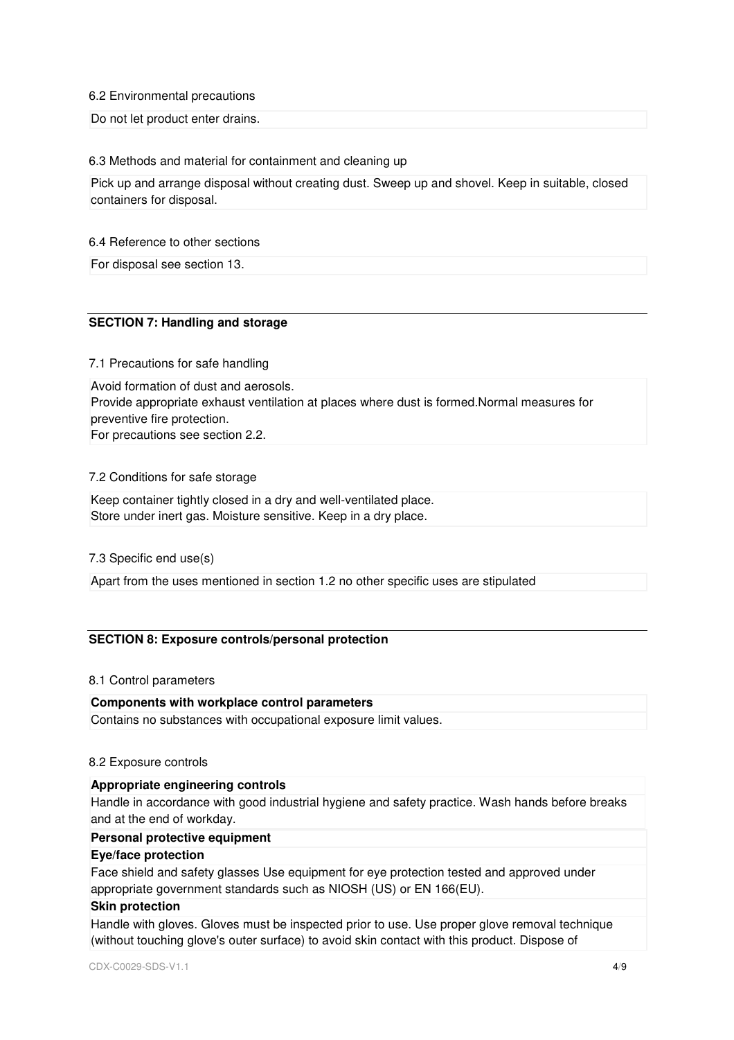6.2 Environmental precautions

Do not let product enter drains.

6.3 Methods and material for containment and cleaning up

Pick up and arrange disposal without creating dust. Sweep up and shovel. Keep in suitable, closed containers for disposal.

6.4 Reference to other sections

For disposal see section 13.

## SECTION 7: Handling and storage

7.1 Precautions for safe handling

Avoid formation of dust and aerosols.
Provide appropriate exhaust ventilation at places where dust is formed.Normal measures for preventive fire protection.
For precautions see section 2.2.

7.2 Conditions for safe storage

Keep container tightly closed in a dry and well-ventilated place.
Store under inert gas. Moisture sensitive. Keep in a dry place.

7.3 Specific end use(s)

Apart from the uses mentioned in section 1.2 no other specific uses are stipulated

## SECTION 8: Exposure controls/personal protection

8.1 Control parameters

**Components with workplace control parameters**

Contains no substances with occupational exposure limit values.

8.2 Exposure controls

**Appropriate engineering controls**

Handle in accordance with good industrial hygiene and safety practice. Wash hands before breaks and at the end of workday.

**Personal protective equipment**

**Eye/face protection**

Face shield and safety glasses Use equipment for eye protection tested and approved under appropriate government standards such as NIOSH (US) or EN 166(EU).

**Skin protection**

Handle with gloves. Gloves must be inspected prior to use. Use proper glove removal technique (without touching glove's outer surface) to avoid skin contact with this product. Dispose of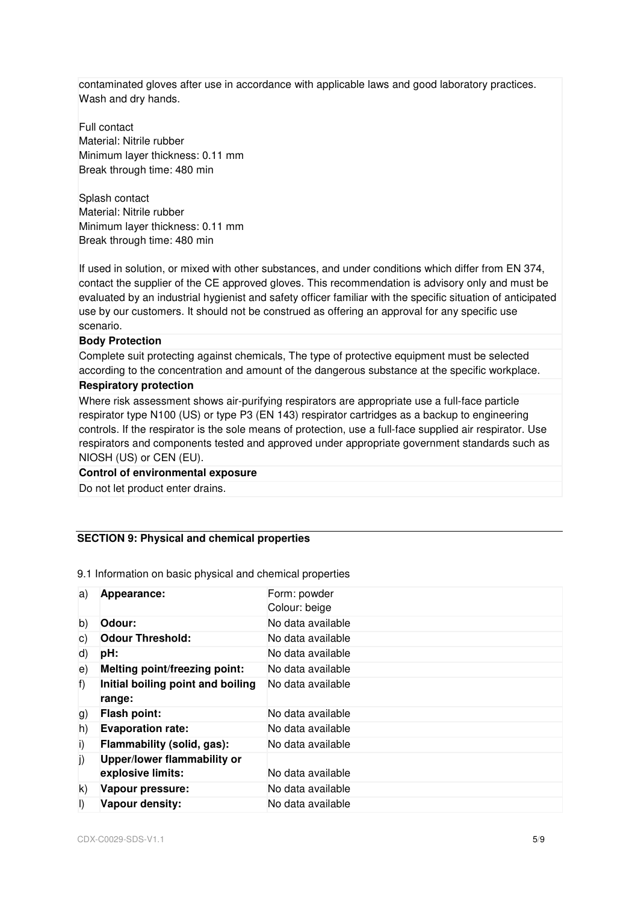contaminated gloves after use in accordance with applicable laws and good laboratory practices. Wash and dry hands.

Full contact
Material: Nitrile rubber
Minimum layer thickness: 0.11 mm
Break through time: 480 min

Splash contact
Material: Nitrile rubber
Minimum layer thickness: 0.11 mm
Break through time: 480 min

If used in solution, or mixed with other substances, and under conditions which differ from EN 374, contact the supplier of the CE approved gloves. This recommendation is advisory only and must be evaluated by an industrial hygienist and safety officer familiar with the specific situation of anticipated use by our customers. It should not be construed as offering an approval for any specific use scenario.

**Body Protection**

Complete suit protecting against chemicals, The type of protective equipment must be selected according to the concentration and amount of the dangerous substance at the specific workplace.

**Respiratory protection**

Where risk assessment shows air-purifying respirators are appropriate use a full-face particle respirator type N100 (US) or type P3 (EN 143) respirator cartridges as a backup to engineering controls. If the respirator is the sole means of protection, use a full-face supplied air respirator. Use respirators and components tested and approved under appropriate government standards such as NIOSH (US) or CEN (EU).

**Control of environmental exposure**

Do not let product enter drains.

## SECTION 9: Physical and chemical properties

9.1 Information on basic physical and chemical properties

| | | |
|---|---|---|
| a) | **Appearance:** | Form: powder<br>Colour: beige |
| b) | **Odour:** | No data available |
| c) | **Odour Threshold:** | No data available |
| d) | **pH:** | No data available |
| e) | **Melting point/freezing point:** | No data available |
| f) | **Initial boiling point and boiling range:** | No data available |
| g) | **Flash point:** | No data available |
| h) | **Evaporation rate:** | No data available |
| i) | **Flammability (solid, gas):** | No data available |
| j) | **Upper/lower flammability or explosive limits:** | No data available |
| k) | **Vapour pressure:** | No data available |
| l) | **Vapour density:** | No data available |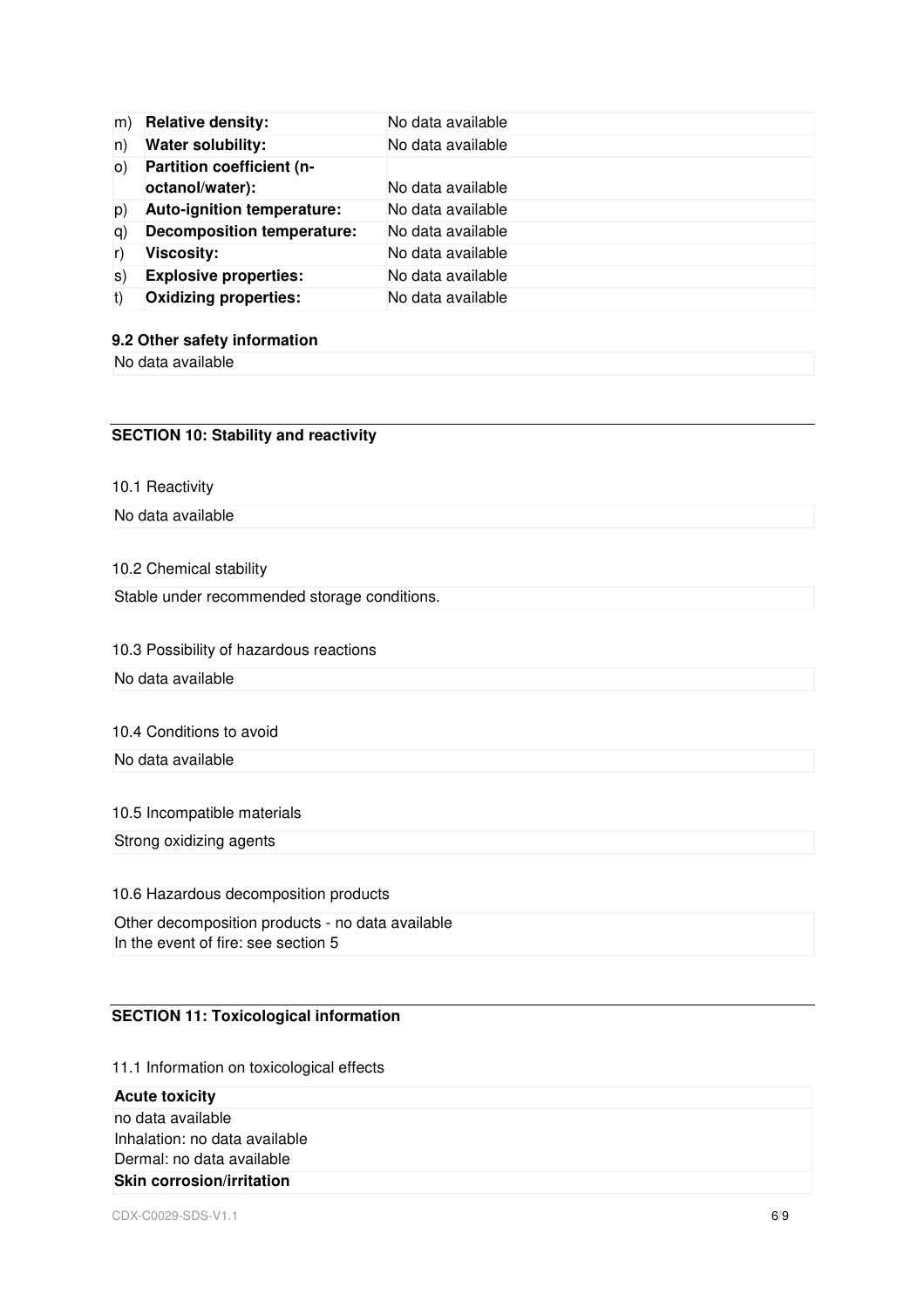| | | |
|---|---|---|
| m) | **Relative density:** | No data available |
| n) | **Water solubility:** | No data available |
| o) | **Partition coefficient (n-octanol/water):** | No data available |
| p) | **Auto-ignition temperature:** | No data available |
| q) | **Decomposition temperature:** | No data available |
| r) | **Viscosity:** | No data available |
| s) | **Explosive properties:** | No data available |
| t) | **Oxidizing properties:** | No data available |

**9.2 Other safety information**

No data available

## SECTION 10: Stability and reactivity

10.1 Reactivity

No data available

10.2 Chemical stability

Stable under recommended storage conditions.

10.3 Possibility of hazardous reactions

No data available

10.4 Conditions to avoid

No data available

10.5 Incompatible materials

Strong oxidizing agents

10.6 Hazardous decomposition products

Other decomposition products - no data available
In the event of fire: see section 5

## SECTION 11: Toxicological information

11.1 Information on toxicological effects

**Acute toxicity**

no data available
Inhalation: no data available
Dermal: no data available

**Skin corrosion/irritation**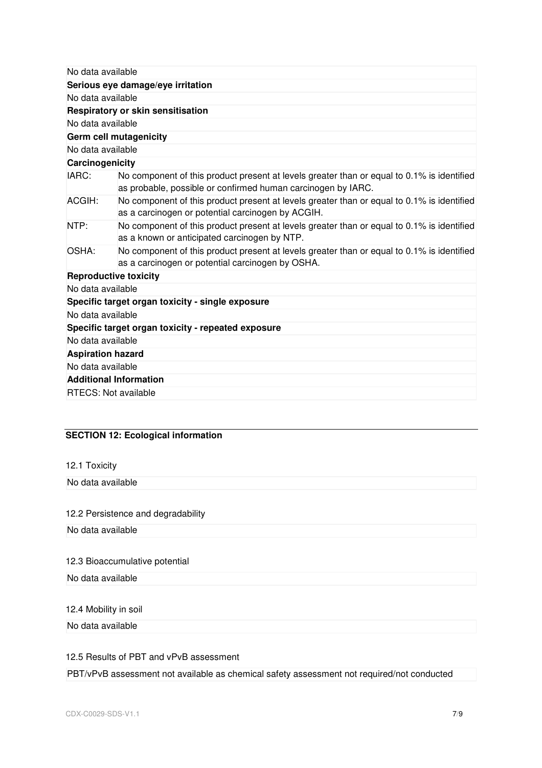No data available

**Serious eye damage/eye irritation**

No data available

**Respiratory or skin sensitisation**

No data available

**Germ cell mutagenicity**

No data available

**Carcinogenicity**

| | |
|---|---|
| IARC: | No component of this product present at levels greater than or equal to 0.1% is identified as probable, possible or confirmed human carcinogen by IARC. |
| ACGIH: | No component of this product present at levels greater than or equal to 0.1% is identified as a carcinogen or potential carcinogen by ACGIH. |
| NTP: | No component of this product present at levels greater than or equal to 0.1% is identified as a known or anticipated carcinogen by NTP. |
| OSHA: | No component of this product present at levels greater than or equal to 0.1% is identified as a carcinogen or potential carcinogen by OSHA. |

**Reproductive toxicity**

No data available

**Specific target organ toxicity - single exposure**

No data available

**Specific target organ toxicity - repeated exposure**

No data available

**Aspiration hazard**

No data available

**Additional Information**

RTECS: Not available

## SECTION 12: Ecological information

12.1 Toxicity

No data available

12.2 Persistence and degradability

No data available

12.3 Bioaccumulative potential

No data available

12.4 Mobility in soil

No data available

12.5 Results of PBT and vPvB assessment

PBT/vPvB assessment not available as chemical safety assessment not required/not conducted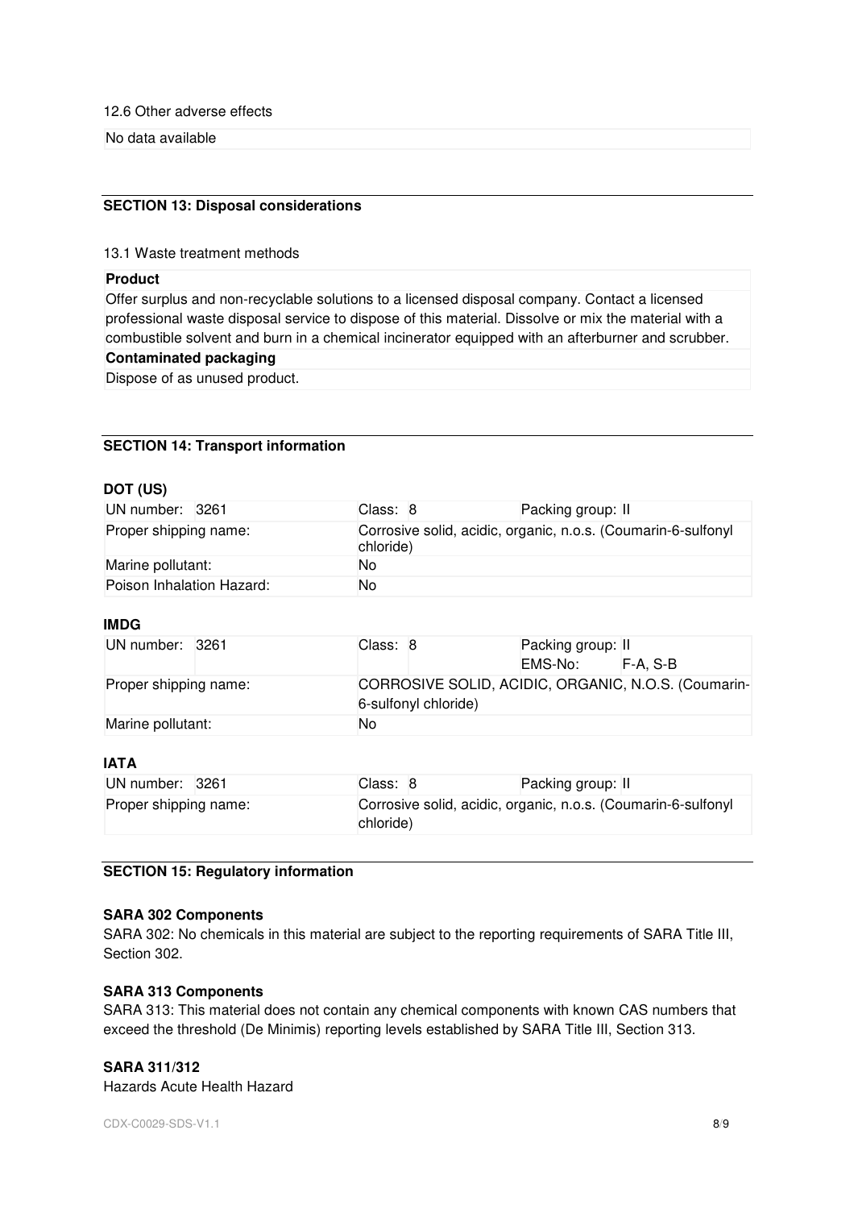12.6 Other adverse effects

No data available

## SECTION 13: Disposal considerations

13.1 Waste treatment methods

**Product**

Offer surplus and non-recyclable solutions to a licensed disposal company. Contact a licensed professional waste disposal service to dispose of this material. Dissolve or mix the material with a combustible solvent and burn in a chemical incinerator equipped with an afterburner and scrubber.

**Contaminated packaging**

Dispose of as unused product.

## SECTION 14: Transport information

**DOT (US)**

| | | | |
|---|---|---|---|
| UN number: 3261 | Class: 8 | Packing group: II | |
| Proper shipping name: | Corrosive solid, acidic, organic, n.o.s. (Coumarin-6-sulfonyl chloride) | | |
| Marine pollutant: | No | | |
| Poison Inhalation Hazard: | No | | |

**IMDG**

| | | | |
|---|---|---|---|
| UN number: 3261 | Class: 8 | Packing group: II | |
| | | EMS-No: | F-A, S-B |
| Proper shipping name: | CORROSIVE SOLID, ACIDIC, ORGANIC, N.O.S. (Coumarin-6-sulfonyl chloride) | | |
| Marine pollutant: | No | | |

**IATA**

| | | |
|---|---|---|
| UN number: 3261 | Class: 8 | Packing group: II |
| Proper shipping name: | Corrosive solid, acidic, organic, n.o.s. (Coumarin-6-sulfonyl chloride) | |

## SECTION 15: Regulatory information

**SARA 302 Components**

SARA 302: No chemicals in this material are subject to the reporting requirements of SARA Title III, Section 302.

**SARA 313 Components**

SARA 313: This material does not contain any chemical components with known CAS numbers that exceed the threshold (De Minimis) reporting levels established by SARA Title III, Section 313.

**SARA 311/312**

Hazards Acute Health Hazard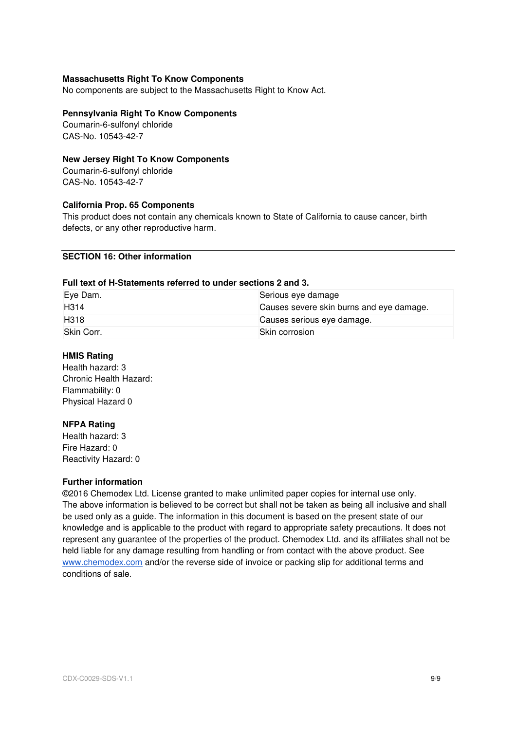**Massachusetts Right To Know Components**

No components are subject to the Massachusetts Right to Know Act.

**Pennsylvania Right To Know Components**

Coumarin-6-sulfonyl chloride
CAS-No. 10543-42-7

**New Jersey Right To Know Components**

Coumarin-6-sulfonyl chloride
CAS-No. 10543-42-7

**California Prop. 65 Components**

This product does not contain any chemicals known to State of California to cause cancer, birth defects, or any other reproductive harm.

## SECTION 16: Other information

**Full text of H-Statements referred to under sections 2 and 3.**

| | |
|---|---|
| Eye Dam. | Serious eye damage |
| H314 | Causes severe skin burns and eye damage. |
| H318 | Causes serious eye damage. |
| Skin Corr. | Skin corrosion |

**HMIS Rating**

Health hazard: 3
Chronic Health Hazard:
Flammability: 0
Physical Hazard 0

**NFPA Rating**

Health hazard: 3
Fire Hazard: 0
Reactivity Hazard: 0

**Further information**

©2016 Chemodex Ltd. License granted to make unlimited paper copies for internal use only.
The above information is believed to be correct but shall not be taken as being all inclusive and shall be used only as a guide. The information in this document is based on the present state of our knowledge and is applicable to the product with regard to appropriate safety precautions. It does not represent any guarantee of the properties of the product. Chemodex Ltd. and its affiliates shall not be held liable for any damage resulting from handling or from contact with the above product. See www.chemodex.com and/or the reverse side of invoice or packing slip for additional terms and conditions of sale.